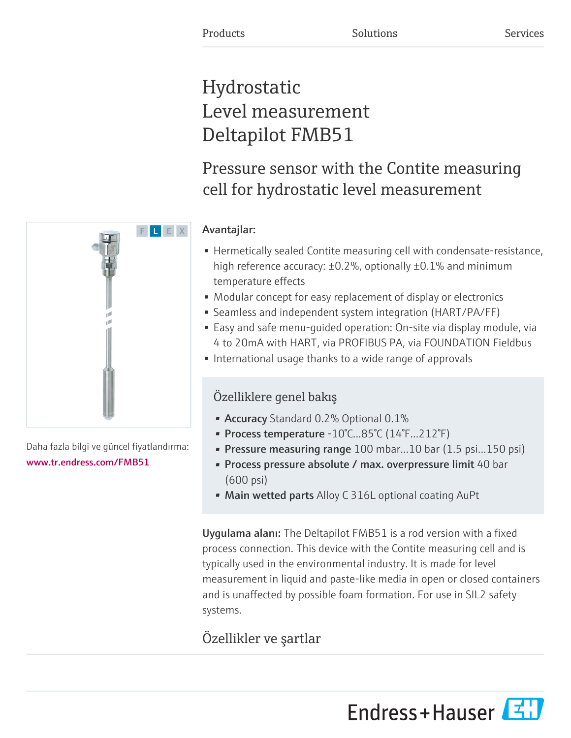Products Solutions Services

# Hydrostatic Level measurement Deltapilot FMB51

## Pressure sensor with the Contite measuring cell for hydrostatic level measurement

F L E X

Daha fazla bilgi ve güncel fiyatlandırma:
www.tr.endress.com/FMB51

**Avantajlar:**

- Hermetically sealed Contite measuring cell with condensate-resistance, high reference accuracy: ±0.2%, optionally ±0.1% and minimum temperature effects
- Modular concept for easy replacement of display or electronics
- Seamless and independent system integration (HART/PA/FF)
- Easy and safe menu-guided operation: On-site via display module, via 4 to 20mA with HART, via PROFIBUS PA, via FOUNDATION Fieldbus
- International usage thanks to a wide range of approvals

### Özelliklere genel bakış

- **Accuracy** Standard 0.2% Optional 0.1%
- **Process temperature** -10°C...85°C (14°F...212°F)
- **Pressure measuring range** 100 mbar...10 bar (1.5 psi...150 psi)
- **Process pressure absolute / max. overpressure limit** 40 bar (600 psi)
- **Main wetted parts** Alloy C 316L optional coating AuPt

**Uygulama alanı:** The Deltapilot FMB51 is a rod version with a fixed process connection. This device with the Contite measuring cell and is typically used in the environmental industry. It is made for level measurement in liquid and paste-like media in open or closed containers and is unaffected by possible foam formation. For use in SIL2 safety systems.

## Özellikler ve şartlar

Endress+Hauser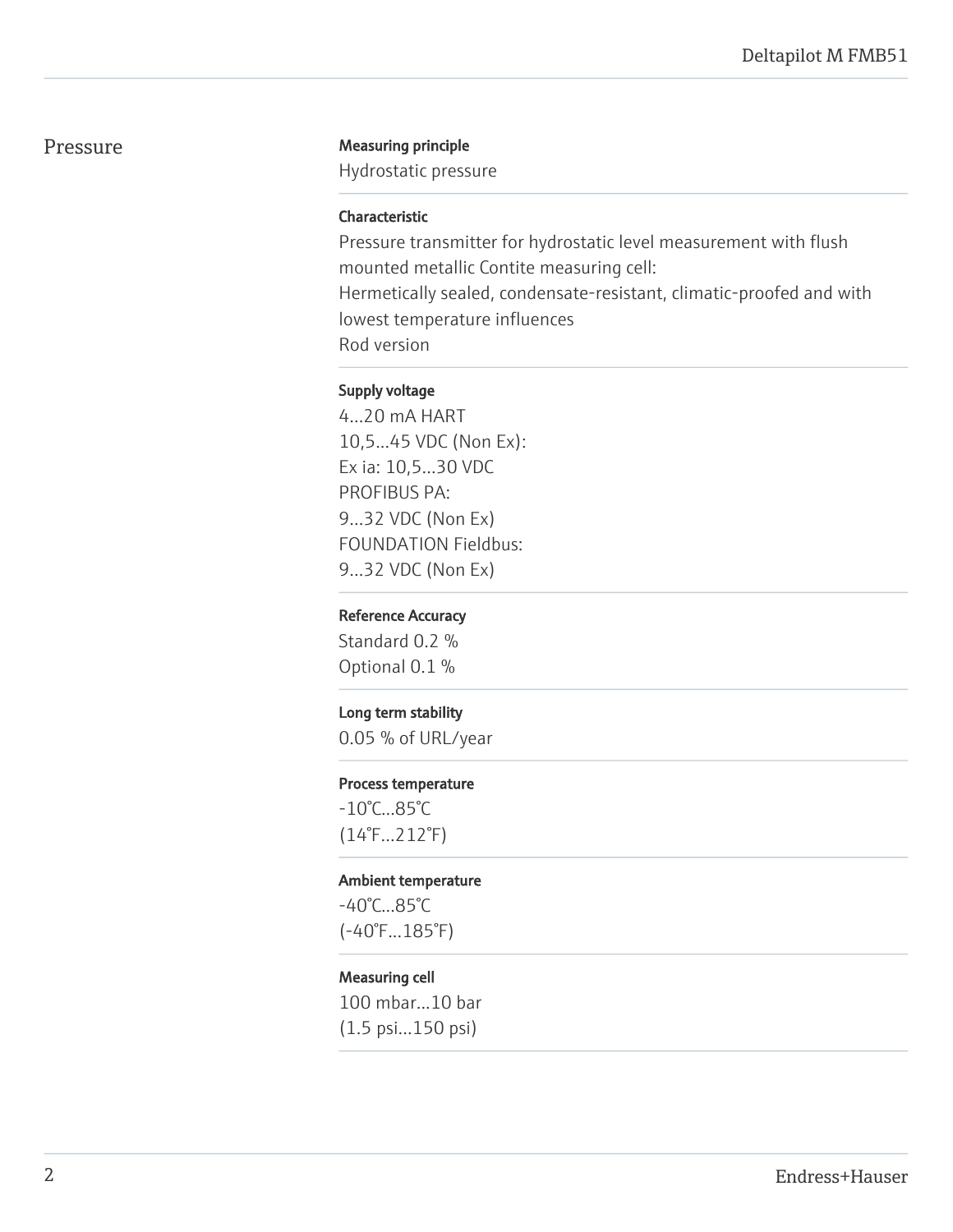## Pressure

**Measuring principle**

Hydrostatic pressure

**Characteristic**

Pressure transmitter for hydrostatic level measurement with flush mounted metallic Contite measuring cell:
Hermetically sealed, condensate-resistant, climatic-proofed and with lowest temperature influences
Rod version

**Supply voltage**

4...20 mA HART
10,5...45 VDC (Non Ex):
Ex ia: 10,5...30 VDC
PROFIBUS PA:
9...32 VDC (Non Ex)
FOUNDATION Fieldbus:
9...32 VDC (Non Ex)

**Reference Accuracy**

Standard 0.2 %
Optional 0.1 %

**Long term stability**

0.05 % of URL/year

**Process temperature**

-10°C...85°C
(14°F...212°F)

**Ambient temperature**

-40°C...85°C
(-40°F...185°F)

**Measuring cell**

100 mbar...10 bar
(1.5 psi...150 psi)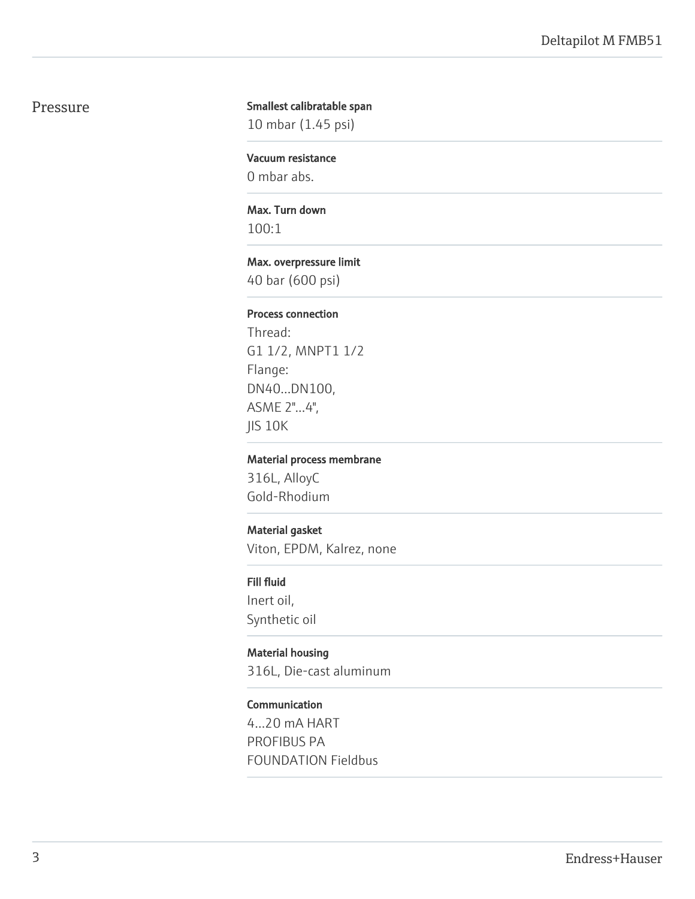## Pressure

**Smallest calibratable span**

10 mbar (1.45 psi)

**Vacuum resistance**

0 mbar abs.

**Max. Turn down**

100:1

**Max. overpressure limit**

40 bar (600 psi)

**Process connection**

Thread:
G1 1/2, MNPT1 1/2
Flange:
DN40...DN100,
ASME 2"...4",
JIS 10K

**Material process membrane**

316L, AlloyC
Gold-Rhodium

**Material gasket**

Viton, EPDM, Kalrez, none

**Fill fluid**

Inert oil,
Synthetic oil

**Material housing**

316L, Die-cast aluminum

**Communication**

4...20 mA HART
PROFIBUS PA
FOUNDATION Fieldbus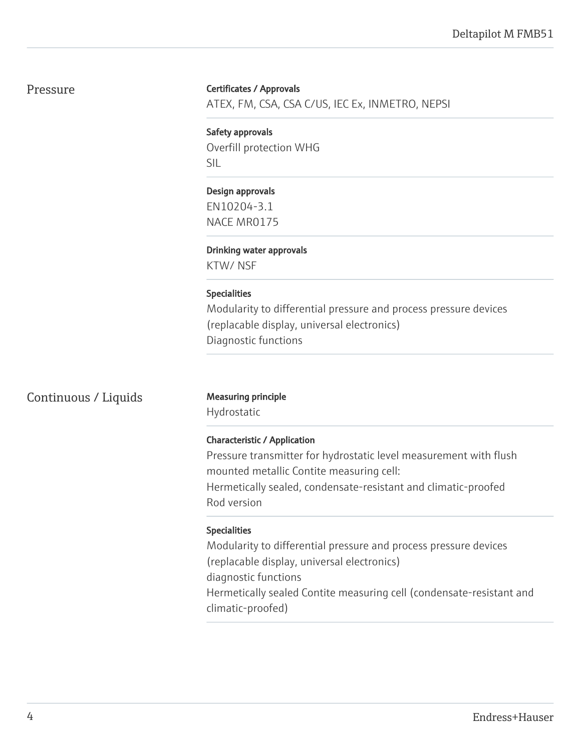## Pressure

**Certificates / Approvals**
ATEX, FM, CSA, CSA C/US, IEC Ex, INMETRO, NEPSI

**Safety approvals**
Overfill protection WHG
SIL

**Design approvals**
EN10204-3.1
NACE MR0175

**Drinking water approvals**
KTW/ NSF

**Specialities**
Modularity to differential pressure and process pressure devices (replacable display, universal electronics)
Diagnostic functions

## Continuous / Liquids

**Measuring principle**
Hydrostatic

**Characteristic / Application**
Pressure transmitter for hydrostatic level measurement with flush mounted metallic Contite measuring cell:
Hermetically sealed, condensate-resistant and climatic-proofed
Rod version

**Specialities**
Modularity to differential pressure and process pressure devices (replacable display, universal electronics)
diagnostic functions
Hermetically sealed Contite measuring cell (condensate-resistant and climatic-proofed)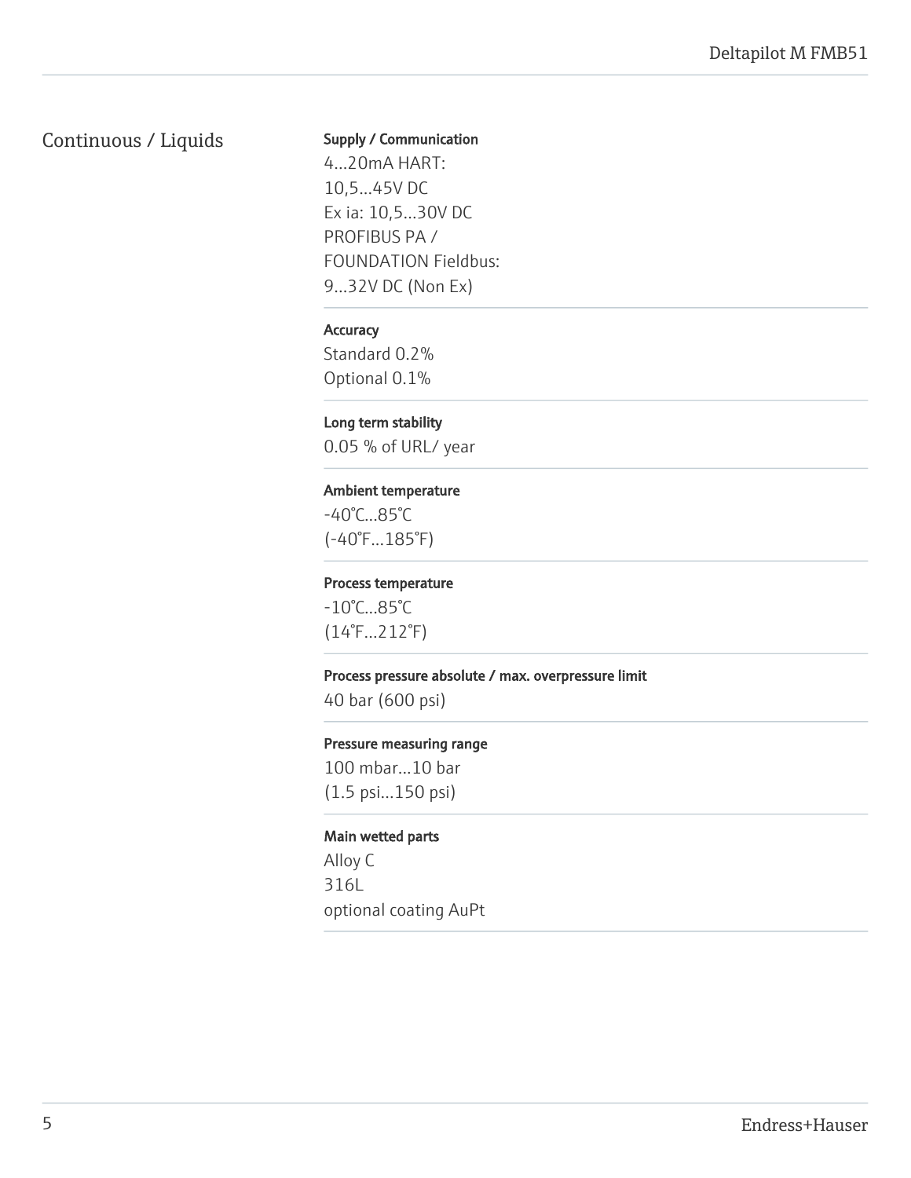## Continuous / Liquids

**Supply / Communication**

4...20mA HART:
10,5...45V DC
Ex ia: 10,5...30V DC
PROFIBUS PA /
FOUNDATION Fieldbus:
9...32V DC (Non Ex)

**Accuracy**

Standard 0.2%
Optional 0.1%

**Long term stability**

0.05 % of URL/ year

**Ambient temperature**

-40°C...85°C
(-40°F...185°F)

**Process temperature**

-10°C...85°C
(14°F...212°F)

**Process pressure absolute / max. overpressure limit**

40 bar (600 psi)

**Pressure measuring range**

100 mbar...10 bar
(1.5 psi...150 psi)

**Main wetted parts**

Alloy C
316L
optional coating AuPt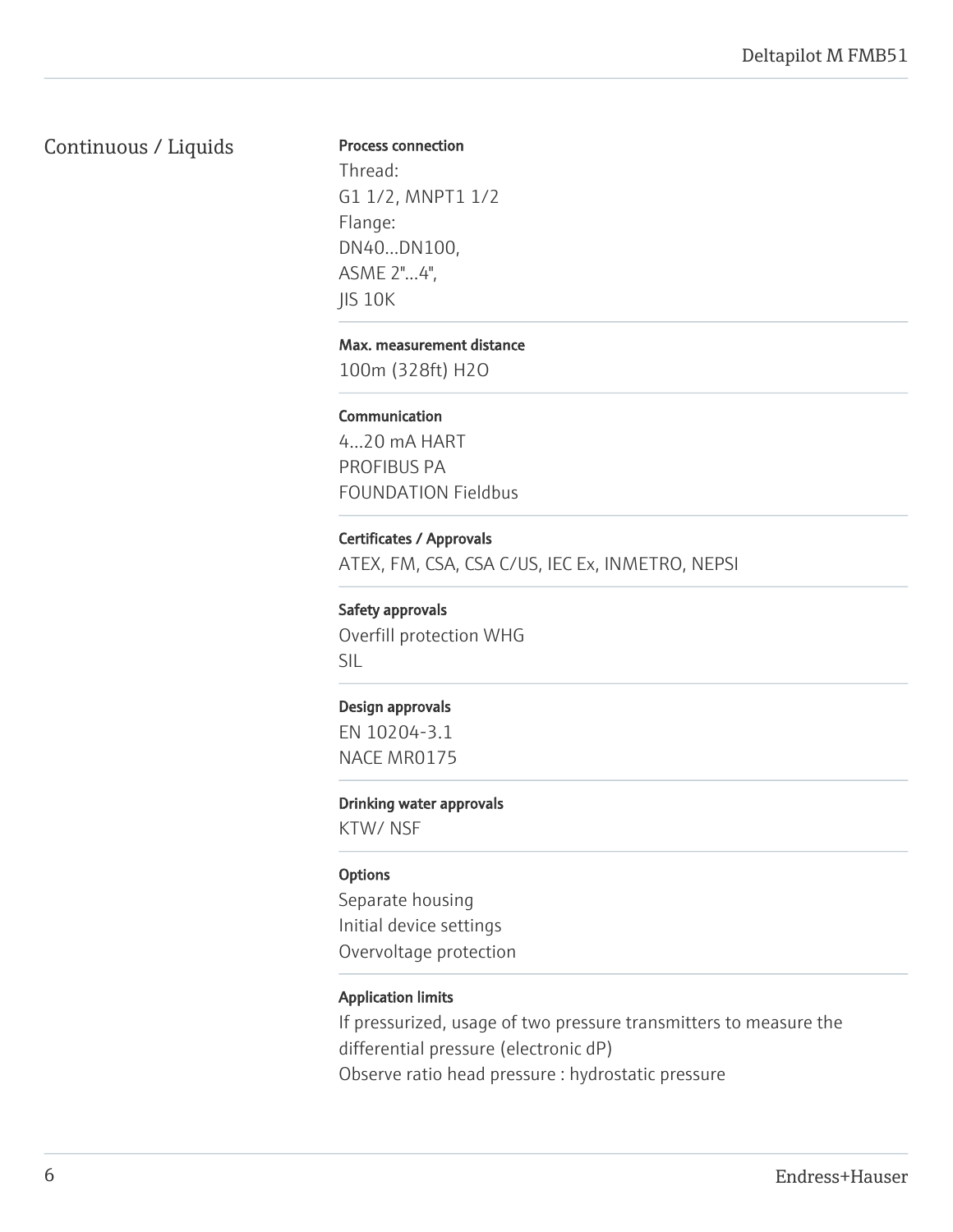## Continuous / Liquids

**Process connection**

Thread:
G1 1/2, MNPT1 1/2
Flange:
DN40...DN100,
ASME 2"...4",
JIS 10K

**Max. measurement distance**

100m (328ft) H2O

**Communication**

4...20 mA HART
PROFIBUS PA
FOUNDATION Fieldbus

**Certificates / Approvals**

ATEX, FM, CSA, CSA C/US, IEC Ex, INMETRO, NEPSI

**Safety approvals**

Overfill protection WHG
SIL

**Design approvals**

EN 10204-3.1
NACE MR0175

**Drinking water approvals**

KTW/ NSF

**Options**

Separate housing
Initial device settings
Overvoltage protection

**Application limits**

If pressurized, usage of two pressure transmitters to measure the differential pressure (electronic dP)
Observe ratio head pressure : hydrostatic pressure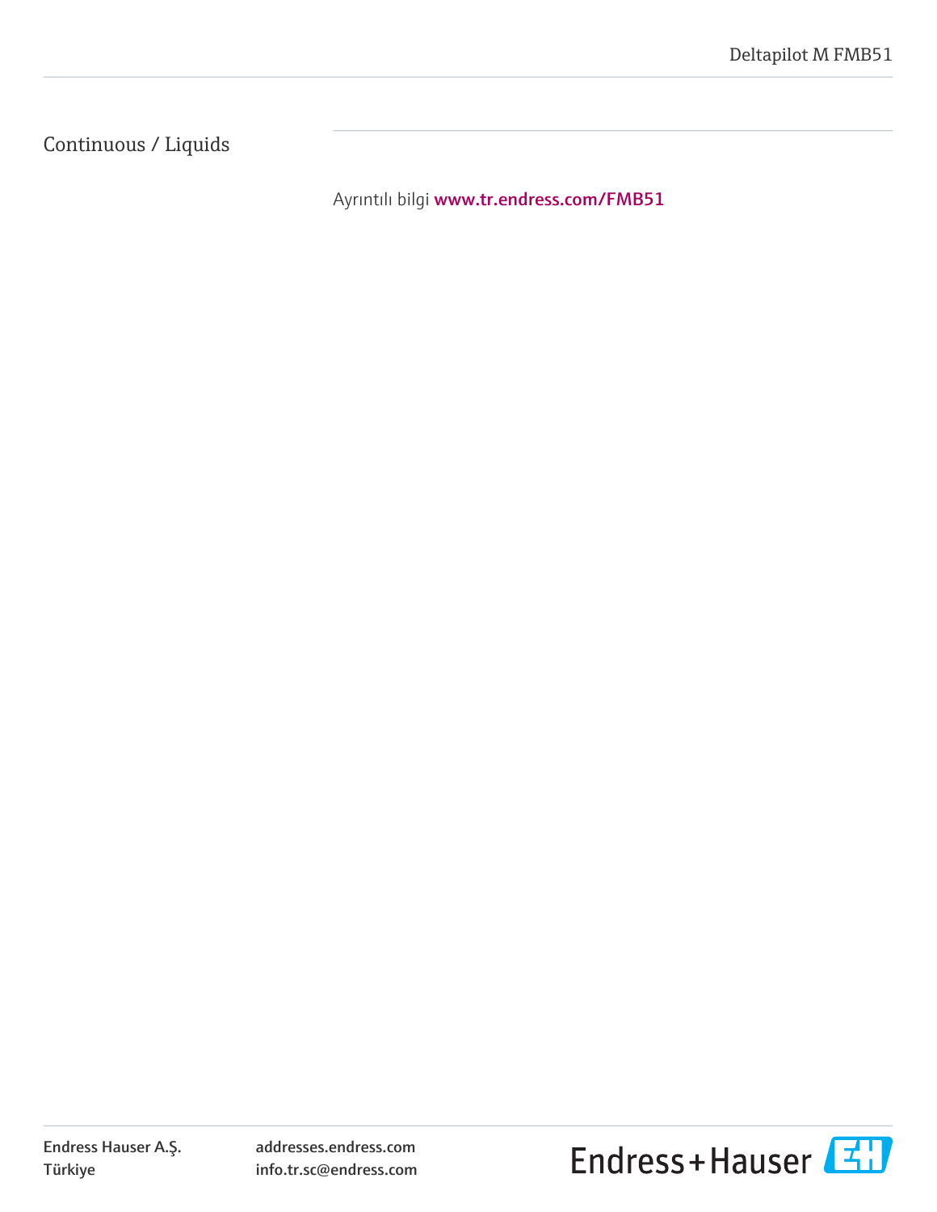Continuous / Liquids

Ayrıntılı bilgi **www.tr.endress.com/FMB51**

**Endress Hauser A.Ş.**
**Türkiye**

**addresses.endress.com**
**info.tr.sc@endress.com**